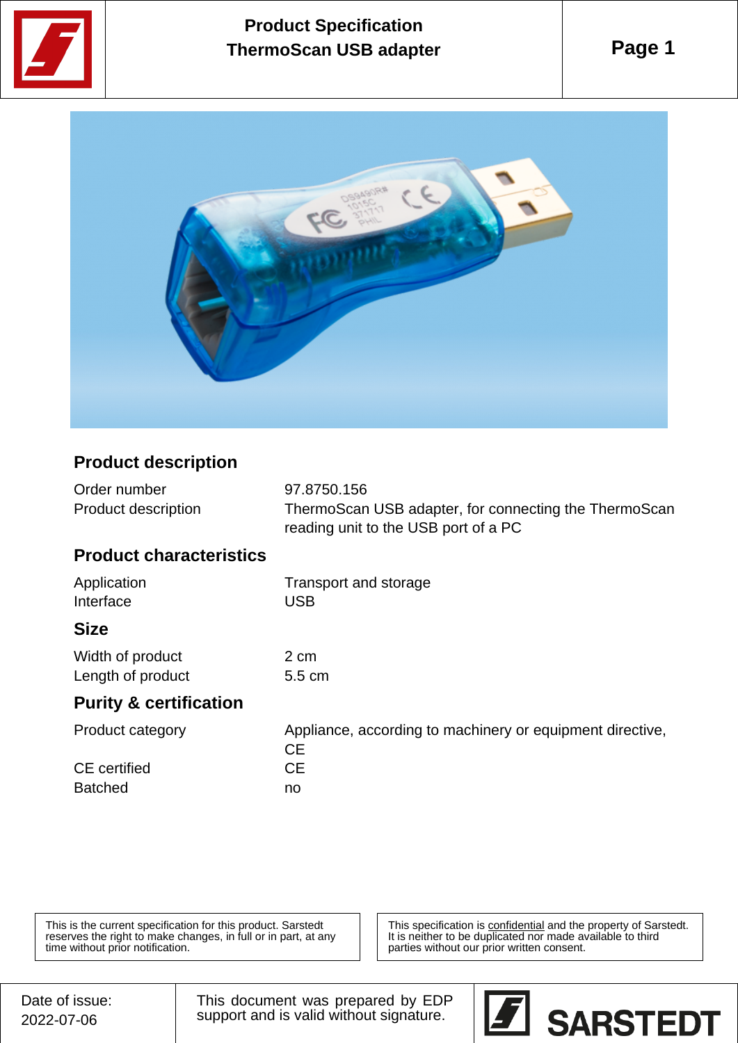# Product Specification ThermoScan USB adapter

## Product description

| | |
|---|---|
| Order number | 97.8750.156 |
| Product description | ThermoScan USB adapter, for connecting the ThermoScan reading unit to the USB port of a PC |

## Product characteristics

| | |
|---|---|
| Application | Transport and storage |
| Interface | USB |

## Size

| | |
|---|---|
| Width of product | 2 cm |
| Length of product | 5.5 cm |

## Purity & certification

| | |
|---|---|
| Product category | Appliance, according to machinery or equipment directive, CE |
| CE certified | CE |
| Batched | no |

This is the current specification for this product. Sarstedt reserves the right to make changes, in full or in part, at any time without prior notification.

This specification is confidential and the property of Sarstedt. It is neither to be duplicated nor made available to third parties without our prior written consent.

Date of issue: 2022-07-06

This document was prepared by EDP support and is valid without signature.

SARSTEDT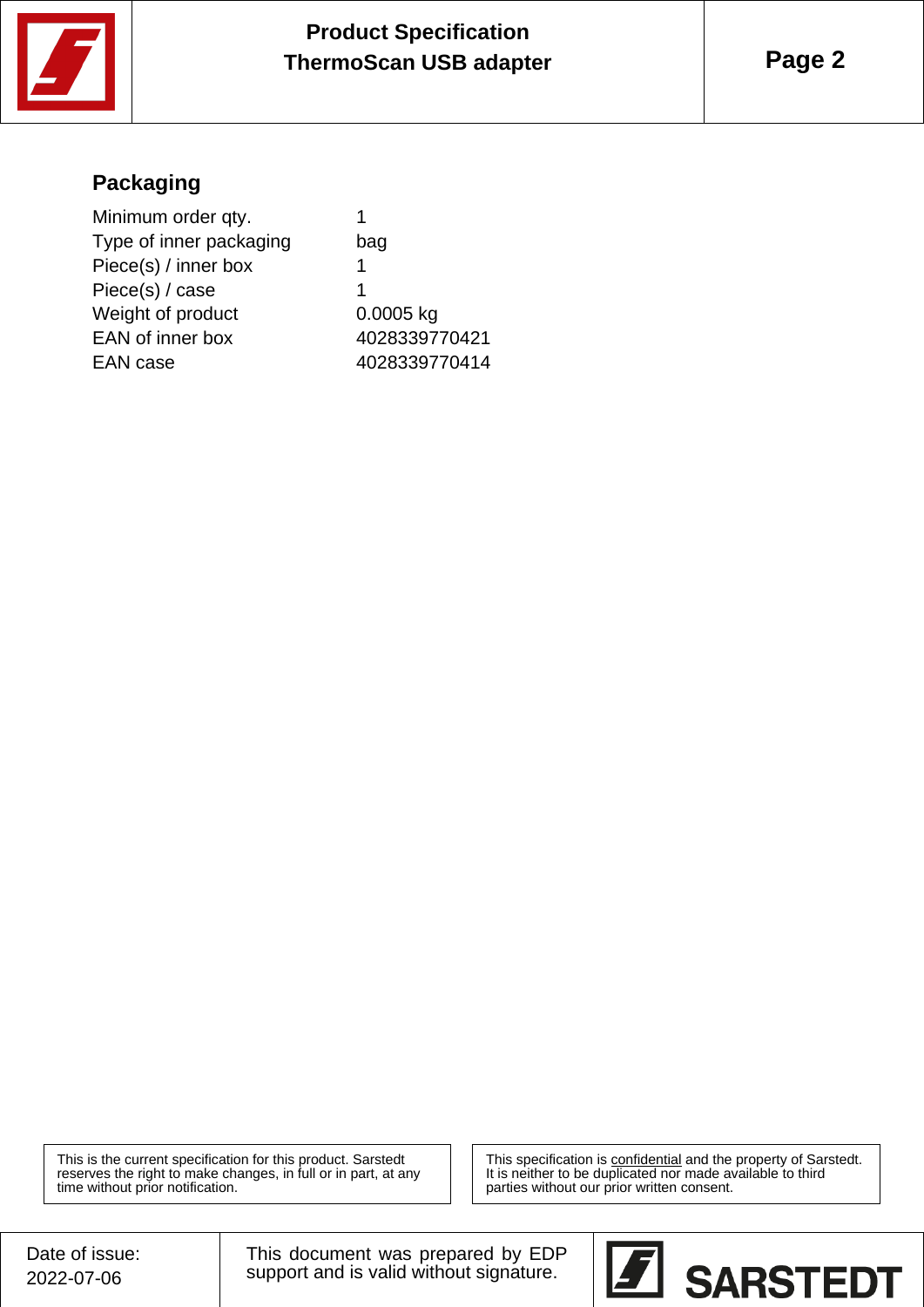## Packaging

| | |
|---|---|
| Minimum order qty. | 1 |
| Type of inner packaging | bag |
| Piece(s) / inner box | 1 |
| Piece(s) / case | 1 |
| Weight of product | 0.0005 kg |
| EAN of inner box | 4028339770421 |
| EAN case | 4028339770414 |

This is the current specification for this product. Sarstedt reserves the right to make changes, in full or in part, at any time without prior notification.

This specification is confidential and the property of Sarstedt. It is neither to be duplicated nor made available to third parties without our prior written consent.

Date of issue: 2022-07-06

This document was prepared by EDP support and is valid without signature.